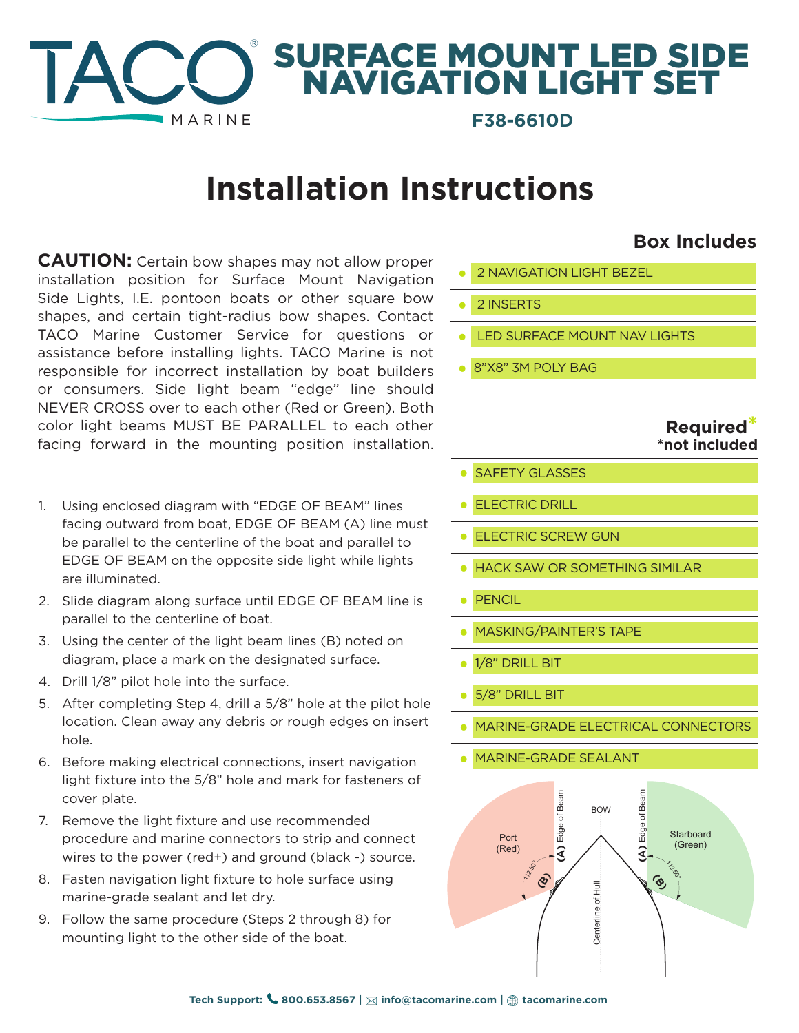# TACO MARINE

# SURFACE MOUNT LED SIDE NAVIGATION LIGHT SET

**F38-6610D**

# Installation Instructions

**CAUTION:** Certain bow shapes may not allow proper installation position for Surface Mount Navigation Side Lights, I.E. pontoon boats or other square bow shapes, and certain tight-radius bow shapes. Contact TACO Marine Customer Service for questions or assistance before installing lights. TACO Marine is not responsible for incorrect installation by boat builders or consumers. Side light beam "edge" line should NEVER CROSS over to each other (Red or Green). Both color light beams MUST BE PARALLEL to each other facing forward in the mounting position installation.

1. Using enclosed diagram with "EDGE OF BEAM" lines facing outward from boat, EDGE OF BEAM (A) line must be parallel to the centerline of the boat and parallel to EDGE OF BEAM on the opposite side light while lights are illuminated.
2. Slide diagram along surface until EDGE OF BEAM line is parallel to the centerline of boat.
3. Using the center of the light beam lines (B) noted on diagram, place a mark on the designated surface.
4. Drill 1/8" pilot hole into the surface.
5. After completing Step 4, drill a 5/8" hole at the pilot hole location. Clean away any debris or rough edges on insert hole.
6. Before making electrical connections, insert navigation light fixture into the 5/8" hole and mark for fasteners of cover plate.
7. Remove the light fixture and use recommended procedure and marine connectors to strip and connect wires to the power (red+) and ground (black -) source.
8. Fasten navigation light fixture to hole surface using marine-grade sealant and let dry.
9. Follow the same procedure (Steps 2 through 8) for mounting light to the other side of the boat.

## Box Includes

- 2 NAVIGATION LIGHT BEZEL
- 2 INSERTS
- LED SURFACE MOUNT NAV LIGHTS
- 8"X8" 3M POLY BAG

## Required*

***not included**

- SAFETY GLASSES
- ELECTRIC DRILL
- ELECTRIC SCREW GUN
- HACK SAW OR SOMETHING SIMILAR
- PENCIL
- MASKING/PAINTER'S TAPE
- 1/8" DRILL BIT
- 5/8" DRILL BIT
- MARINE-GRADE ELECTRICAL CONNECTORS
- MARINE-GRADE SEALANT

Port (Red) | Edge of Beam (A) | 112.50° (B) | BOW | Centerline of Hull | Edge of Beam (A) | 112.50° (B) | Starboard (Green)

**Tech Support:** 800.653.8567 | info@tacomarine.com | tacomarine.com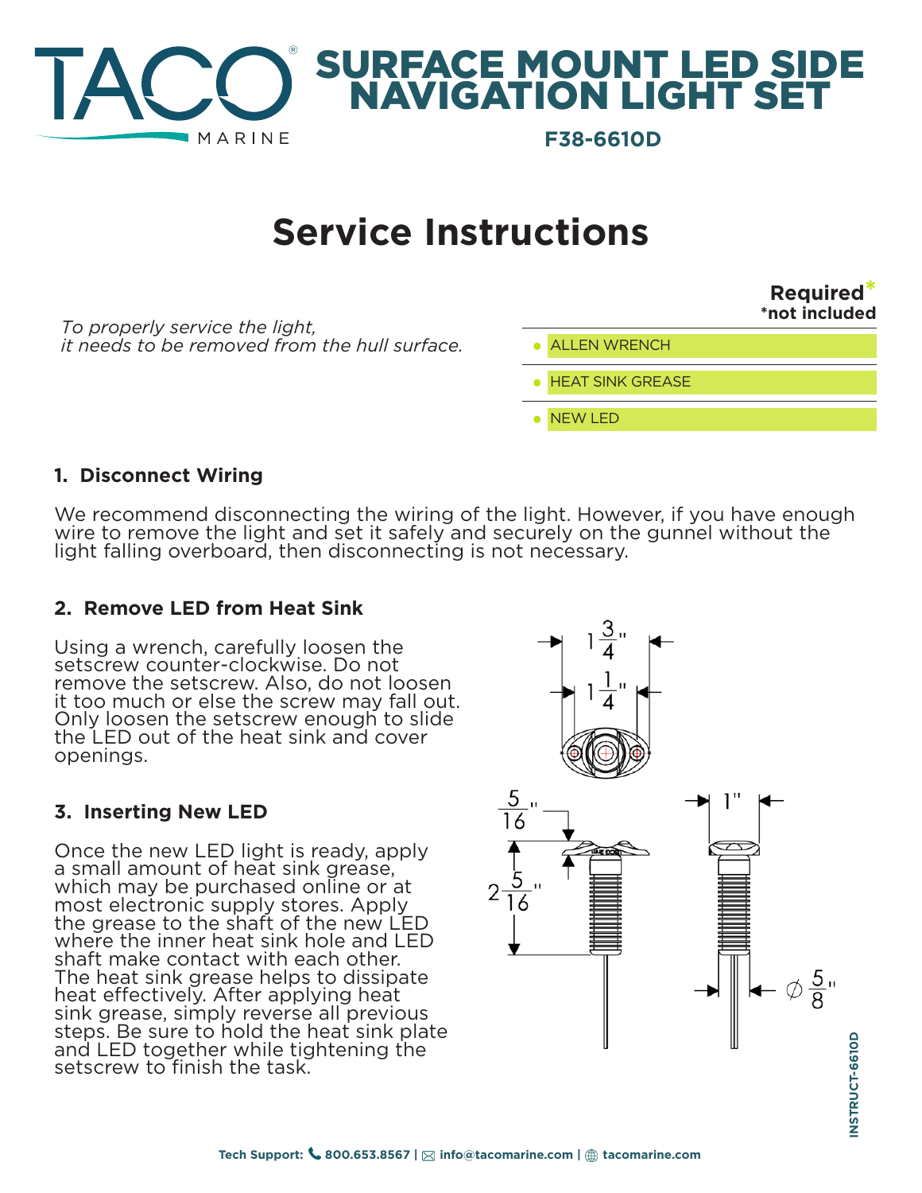# TACO MARINE

# SURFACE MOUNT LED SIDE NAVIGATION LIGHT SET

**F38-6610D**

## Service Instructions

*To properly service the light, it needs to be removed from the hull surface.*

**Required***
***not included**

- ALLEN WRENCH
- HEAT SINK GREASE
- NEW LED

### 1. Disconnect Wiring

We recommend disconnecting the wiring of the light. However, if you have enough wire to remove the light and set it safely and securely on the gunnel without the light falling overboard, then disconnecting is not necessary.

### 2. Remove LED from Heat Sink

Using a wrench, carefully loosen the setscrew counter-clockwise. Do not remove the setscrew. Also, do not loosen it too much or else the screw may fall out. Only loosen the setscrew enough to slide the LED out of the heat sink and cover openings.

### 3. Inserting New LED

Once the new LED light is ready, apply a small amount of heat sink grease, which may be purchased online or at most electronic supply stores. Apply the grease to the shaft of the new LED where the inner heat sink hole and LED shaft make contact with each other. The heat sink grease helps to dissipate heat effectively. After applying heat sink grease, simply reverse all previous steps. Be sure to hold the heat sink plate and LED together while tightening the setscrew to finish the task.

$1\frac{3}{4}$"
$1\frac{1}{4}$"
$\frac{5}{16}$"
$2\frac{5}{16}$"
1"
$\varnothing\frac{5}{8}$"

INSTRUCT-6610D

Tech Support: 800.653.8567 | info@tacomarine.com | tacomarine.com